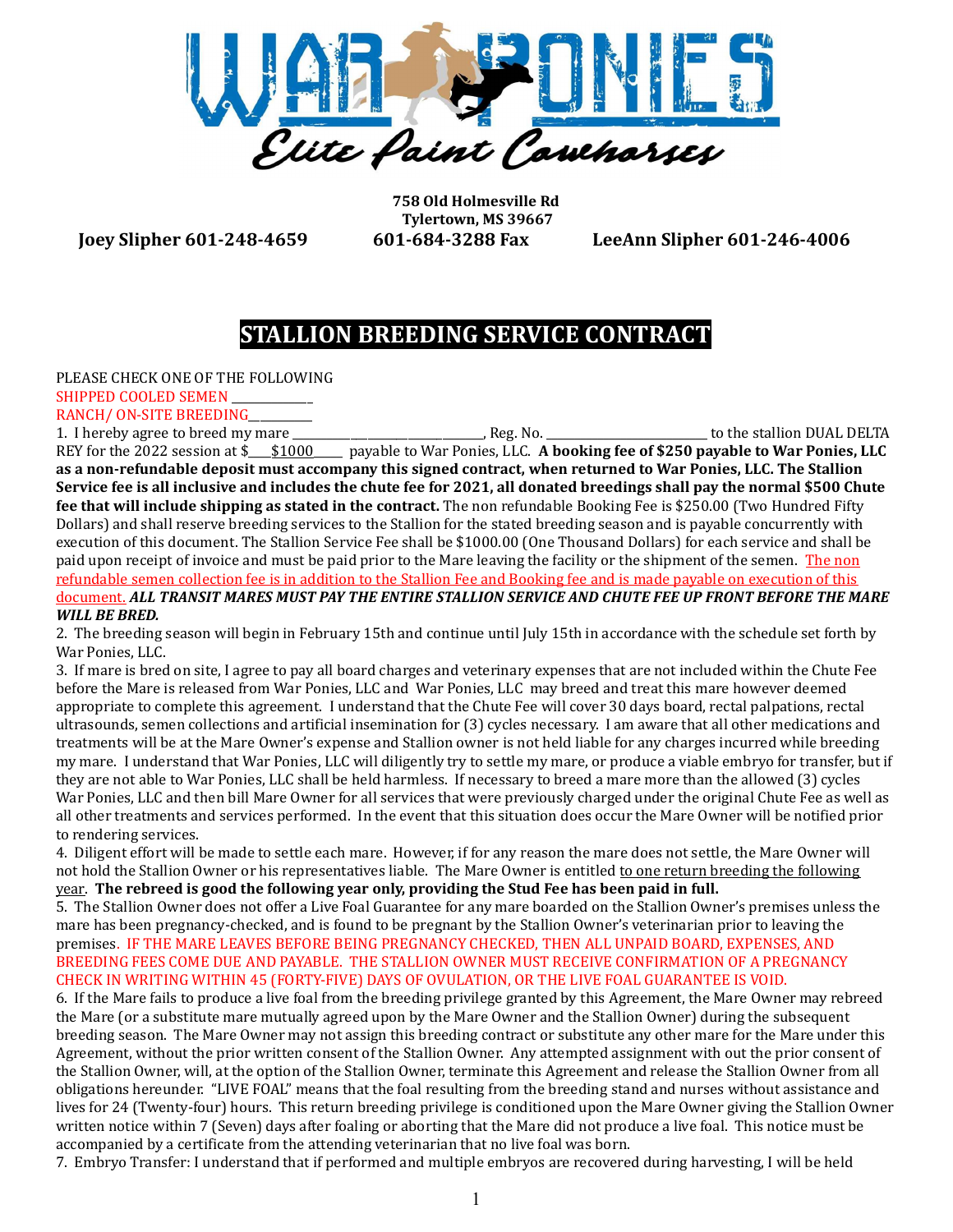WAR PONIES

*Elite Paint Cowhorses*

**758 Old Holmesville Rd**
**Tylertown, MS 39667**

**Joey Slipher 601-248-4659** **601-684-3288 Fax** **LeeAnn Slipher 601-246-4006**

# STALLION BREEDING SERVICE CONTRACT

PLEASE CHECK ONE OF THE FOLLOWING

SHIPPED COOLED SEMEN _____________

RANCH/ ON-SITE BREEDING__________

1. I hereby agree to breed my mare ______________________________, Reg. No. ________________________ to the stallion DUAL DELTA REY for the 2022 session at $___$1000____ payable to War Ponies, LLC. **A booking fee of $250 payable to War Ponies, LLC as a non-refundable deposit must accompany this signed contract, when returned to War Ponies, LLC. The Stallion Service fee is all inclusive and includes the chute fee for 2021, all donated breedings shall pay the normal $500 Chute fee that will include shipping as stated in the contract.** The non refundable Booking Fee is $250.00 (Two Hundred Fifty Dollars) and shall reserve breeding services to the Stallion for the stated breeding season and is payable concurrently with execution of this document. The Stallion Service Fee shall be $1000.00 (One Thousand Dollars) for each service and shall be paid upon receipt of invoice and must be paid prior to the Mare leaving the facility or the shipment of the semen. The non refundable semen collection fee is in addition to the Stallion Fee and Booking fee and is made payable on execution of this document. ***ALL TRANSIT MARES MUST PAY THE ENTIRE STALLION SERVICE AND CHUTE FEE UP FRONT BEFORE THE MARE WILL BE BRED.***

2. The breeding season will begin in February 15th and continue until July 15th in accordance with the schedule set forth by War Ponies, LLC.

3. If mare is bred on site, I agree to pay all board charges and veterinary expenses that are not included within the Chute Fee before the Mare is released from War Ponies, LLC and War Ponies, LLC may breed and treat this mare however deemed appropriate to complete this agreement. I understand that the Chute Fee will cover 30 days board, rectal palpations, rectal ultrasounds, semen collections and artificial insemination for (3) cycles necessary. I am aware that all other medications and treatments will be at the Mare Owner's expense and Stallion owner is not held liable for any charges incurred while breeding my mare. I understand that War Ponies, LLC will diligently try to settle my mare, or produce a viable embryo for transfer, but if they are not able to War Ponies, LLC shall be held harmless. If necessary to breed a mare more than the allowed (3) cycles War Ponies, LLC and then bill Mare Owner for all services that were previously charged under the original Chute Fee as well as all other treatments and services performed. In the event that this situation does occur the Mare Owner will be notified prior to rendering services.

4. Diligent effort will be made to settle each mare. However, if for any reason the mare does not settle, the Mare Owner will not hold the Stallion Owner or his representatives liable. The Mare Owner is entitled to one return breeding the following year. **The rebreed is good the following year only, providing the Stud Fee has been paid in full.**

5. The Stallion Owner does not offer a Live Foal Guarantee for any mare boarded on the Stallion Owner's premises unless the mare has been pregnancy-checked, and is found to be pregnant by the Stallion Owner's veterinarian prior to leaving the premises. IF THE MARE LEAVES BEFORE BEING PREGNANCY CHECKED, THEN ALL UNPAID BOARD, EXPENSES, AND BREEDING FEES COME DUE AND PAYABLE. THE STALLION OWNER MUST RECEIVE CONFIRMATION OF A PREGNANCY CHECK IN WRITING WITHIN 45 (FORTY-FIVE) DAYS OF OVULATION, OR THE LIVE FOAL GUARANTEE IS VOID.

6. If the Mare fails to produce a live foal from the breeding privilege granted by this Agreement, the Mare Owner may rebreed the Mare (or a substitute mare mutually agreed upon by the Mare Owner and the Stallion Owner) during the subsequent breeding season. The Mare Owner may not assign this breeding contract or substitute any other mare for the Mare under this Agreement, without the prior written consent of the Stallion Owner. Any attempted assignment with out the prior consent of the Stallion Owner, will, at the option of the Stallion Owner, terminate this Agreement and release the Stallion Owner from all obligations hereunder. "LIVE FOAL" means that the foal resulting from the breeding stand and nurses without assistance and lives for 24 (Twenty-four) hours. This return breeding privilege is conditioned upon the Mare Owner giving the Stallion Owner written notice within 7 (Seven) days after foaling or aborting that the Mare did not produce a live foal. This notice must be accompanied by a certificate from the attending veterinarian that no live foal was born.

7. Embryo Transfer: I understand that if performed and multiple embryos are recovered during harvesting, I will be held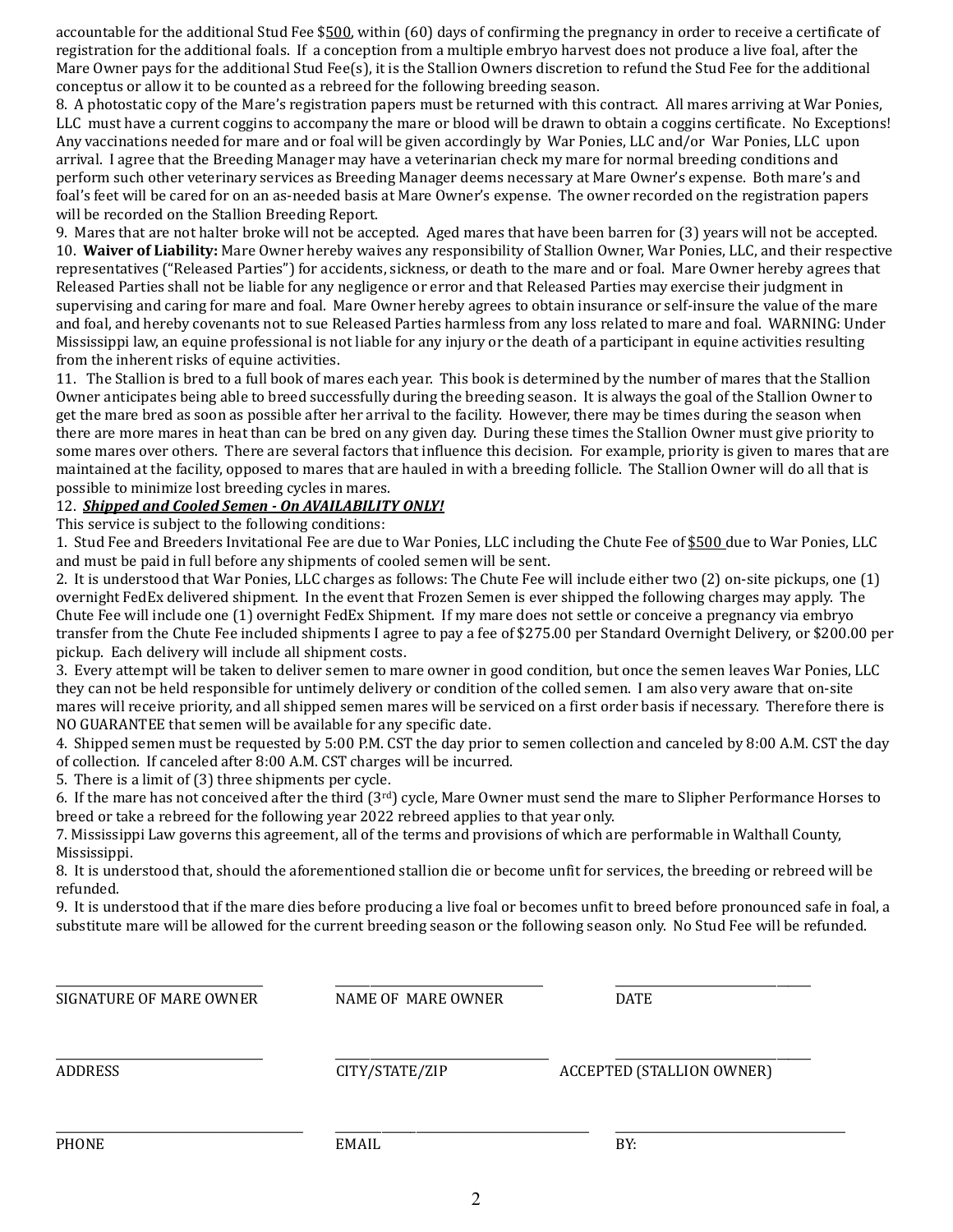accountable for the additional Stud Fee $500, within (60) days of confirming the pregnancy in order to receive a certificate of registration for the additional foals. If a conception from a multiple embryo harvest does not produce a live foal, after the Mare Owner pays for the additional Stud Fee(s), it is the Stallion Owners discretion to refund the Stud Fee for the additional conceptus or allow it to be counted as a rebreed for the following breeding season.

8. A photostatic copy of the Mare's registration papers must be returned with this contract. All mares arriving at War Ponies, LLC must have a current coggins to accompany the mare or blood will be drawn to obtain a coggins certificate. No Exceptions! Any vaccinations needed for mare and or foal will be given accordingly by War Ponies, LLC and/or War Ponies, LLC upon arrival. I agree that the Breeding Manager may have a veterinarian check my mare for normal breeding conditions and perform such other veterinary services as Breeding Manager deems necessary at Mare Owner's expense. Both mare's and foal's feet will be cared for on an as-needed basis at Mare Owner's expense. The owner recorded on the registration papers will be recorded on the Stallion Breeding Report.

9. Mares that are not halter broke will not be accepted. Aged mares that have been barren for (3) years will not be accepted.

10. **Waiver of Liability:** Mare Owner hereby waives any responsibility of Stallion Owner, War Ponies, LLC, and their respective representatives ("Released Parties") for accidents, sickness, or death to the mare and or foal. Mare Owner hereby agrees that Released Parties shall not be liable for any negligence or error and that Released Parties may exercise their judgment in supervising and caring for mare and foal. Mare Owner hereby agrees to obtain insurance or self-insure the value of the mare and foal, and hereby covenants not to sue Released Parties harmless from any loss related to mare and foal. WARNING: Under Mississippi law, an equine professional is not liable for any injury or the death of a participant in equine activities resulting from the inherent risks of equine activities.

11. The Stallion is bred to a full book of mares each year. This book is determined by the number of mares that the Stallion Owner anticipates being able to breed successfully during the breeding season. It is always the goal of the Stallion Owner to get the mare bred as soon as possible after her arrival to the facility. However, there may be times during the season when there are more mares in heat than can be bred on any given day. During these times the Stallion Owner must give priority to some mares over others. There are several factors that influence this decision. For example, priority is given to mares that are maintained at the facility, opposed to mares that are hauled in with a breeding follicle. The Stallion Owner will do all that is possible to minimize lost breeding cycles in mares.

12. ***Shipped and Cooled Semen - On AVAILABILITY ONLY!***

This service is subject to the following conditions:

1. Stud Fee and Breeders Invitational Fee are due to War Ponies, LLC including the Chute Fee of $500 due to War Ponies, LLC and must be paid in full before any shipments of cooled semen will be sent.
2. It is understood that War Ponies, LLC charges as follows: The Chute Fee will include either two (2) on-site pickups, one (1) overnight FedEx delivered shipment. In the event that Frozen Semen is ever shipped the following charges may apply. The Chute Fee will include one (1) overnight FedEx Shipment. If my mare does not settle or conceive a pregnancy via embryo transfer from the Chute Fee included shipments I agree to pay a fee of $275.00 per Standard Overnight Delivery, or $200.00 per pickup. Each delivery will include all shipment costs.
3. Every attempt will be taken to deliver semen to mare owner in good condition, but once the semen leaves War Ponies, LLC they can not be held responsible for untimely delivery or condition of the colled semen. I am also very aware that on-site mares will receive priority, and all shipped semen mares will be serviced on a first order basis if necessary. Therefore there is NO GUARANTEE that semen will be available for any specific date.
4. Shipped semen must be requested by 5:00 P.M. CST the day prior to semen collection and canceled by 8:00 A.M. CST the day of collection. If canceled after 8:00 A.M. CST charges will be incurred.
5. There is a limit of (3) three shipments per cycle.
6. If the mare has not conceived after the third (3rd) cycle, Mare Owner must send the mare to Slipher Performance Horses to breed or take a rebreed for the following year 2022 rebreed applies to that year only.
7. Mississippi Law governs this agreement, all of the terms and provisions of which are performable in Walthall County, Mississippi.
8. It is understood that, should the aforementioned stallion die or become unfit for services, the breeding or rebreed will be refunded.
9. It is understood that if the mare dies before producing a live foal or becomes unfit to breed before pronounced safe in foal, a substitute mare will be allowed for the current breeding season or the following season only. No Stud Fee will be refunded.

______________________ SIGNATURE OF MARE OWNER

______________________ NAME OF MARE OWNER

______________________ DATE

______________________ ADDRESS

______________________ CITY/STATE/ZIP

______________________ ACCEPTED (STALLION OWNER)

______________________ PHONE

______________________ EMAIL

______________________ BY: